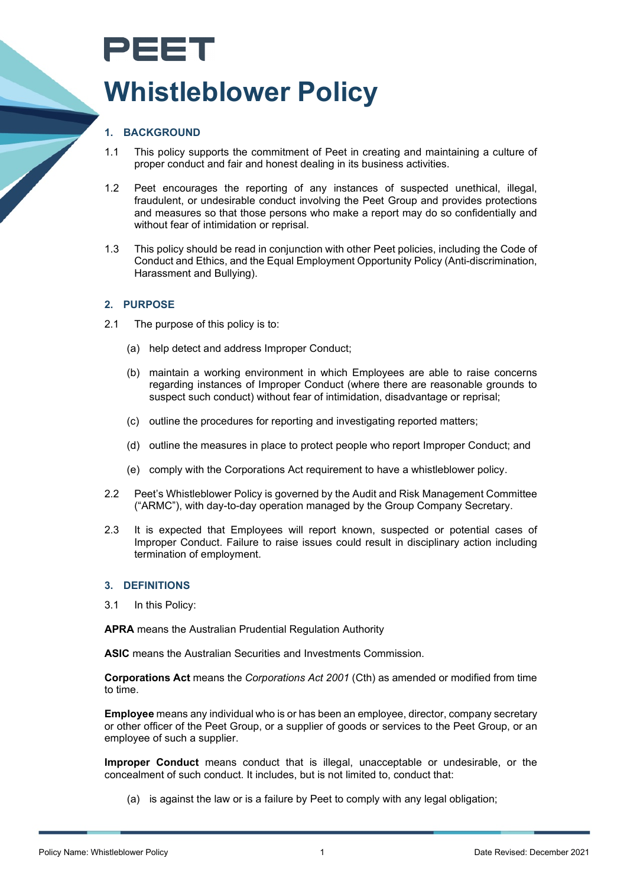PEET

# Whistleblower Policy

## 1. BACKGROUND

1.1 This policy supports the commitment of Peet in creating and maintaining a culture of proper conduct and fair and honest dealing in its business activities.

1.2 Peet encourages the reporting of any instances of suspected unethical, illegal, fraudulent, or undesirable conduct involving the Peet Group and provides protections and measures so that those persons who make a report may do so confidentially and without fear of intimidation or reprisal.

1.3 This policy should be read in conjunction with other Peet policies, including the Code of Conduct and Ethics, and the Equal Employment Opportunity Policy (Anti-discrimination, Harassment and Bullying).

## 2. PURPOSE

2.1 The purpose of this policy is to:

(a) help detect and address Improper Conduct;

(b) maintain a working environment in which Employees are able to raise concerns regarding instances of Improper Conduct (where there are reasonable grounds to suspect such conduct) without fear of intimidation, disadvantage or reprisal;

(c) outline the procedures for reporting and investigating reported matters;

(d) outline the measures in place to protect people who report Improper Conduct; and

(e) comply with the Corporations Act requirement to have a whistleblower policy.

2.2 Peet's Whistleblower Policy is governed by the Audit and Risk Management Committee ("ARMC"), with day-to-day operation managed by the Group Company Secretary.

2.3 It is expected that Employees will report known, suspected or potential cases of Improper Conduct. Failure to raise issues could result in disciplinary action including termination of employment.

## 3. DEFINITIONS

3.1 In this Policy:

**APRA** means the Australian Prudential Regulation Authority

**ASIC** means the Australian Securities and Investments Commission.

**Corporations Act** means the *Corporations Act 2001* (Cth) as amended or modified from time to time.

**Employee** means any individual who is or has been an employee, director, company secretary or other officer of the Peet Group, or a supplier of goods or services to the Peet Group, or an employee of such a supplier.

**Improper Conduct** means conduct that is illegal, unacceptable or undesirable, or the concealment of such conduct. It includes, but is not limited to, conduct that:

(a) is against the law or is a failure by Peet to comply with any legal obligation;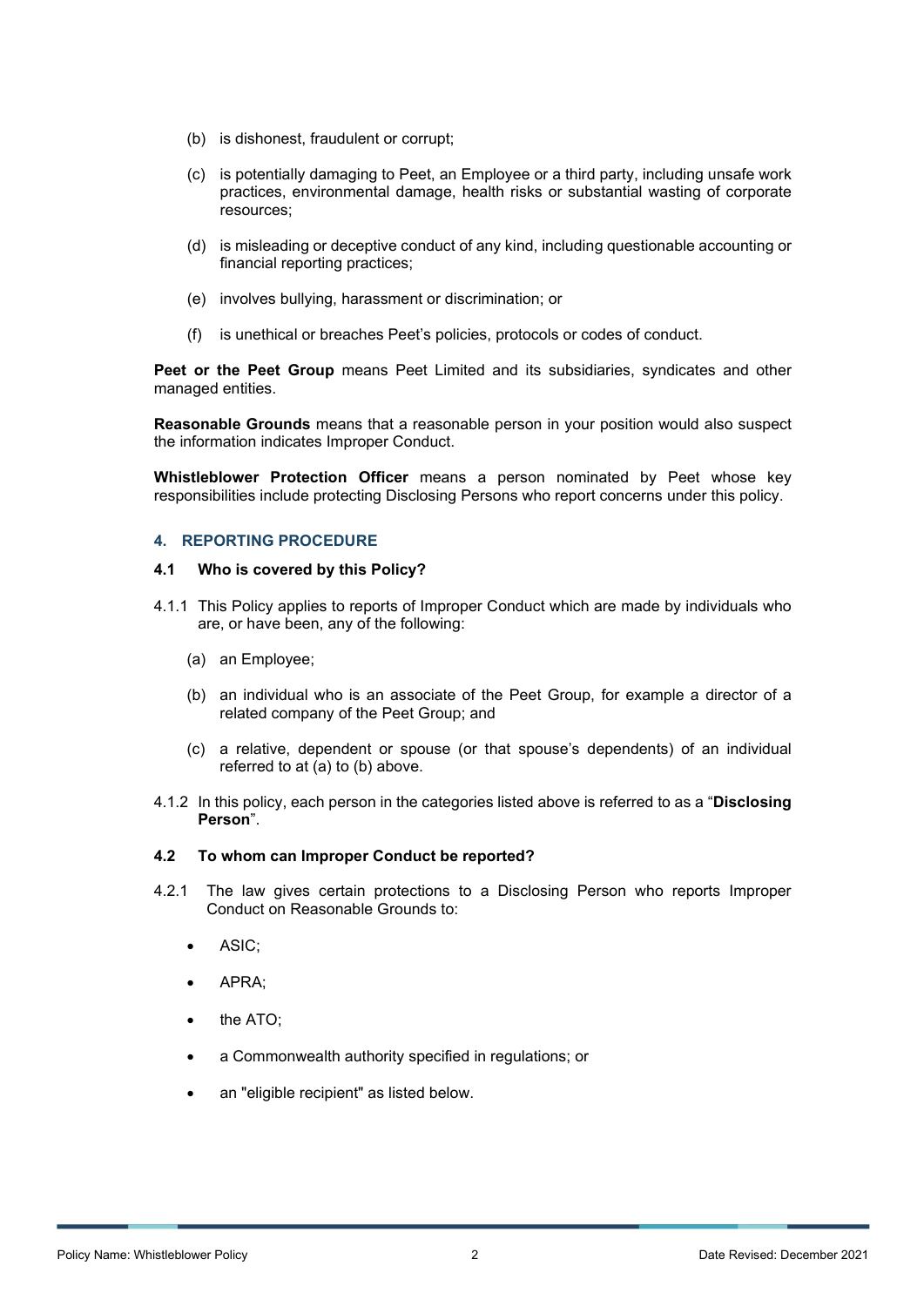(b) is dishonest, fraudulent or corrupt;

(c) is potentially damaging to Peet, an Employee or a third party, including unsafe work practices, environmental damage, health risks or substantial wasting of corporate resources;

(d) is misleading or deceptive conduct of any kind, including questionable accounting or financial reporting practices;

(e) involves bullying, harassment or discrimination; or

(f) is unethical or breaches Peet's policies, protocols or codes of conduct.

**Peet or the Peet Group** means Peet Limited and its subsidiaries, syndicates and other managed entities.

**Reasonable Grounds** means that a reasonable person in your position would also suspect the information indicates Improper Conduct.

**Whistleblower Protection Officer** means a person nominated by Peet whose key responsibilities include protecting Disclosing Persons who report concerns under this policy.

## 4. REPORTING PROCEDURE

### 4.1 Who is covered by this Policy?

4.1.1 This Policy applies to reports of Improper Conduct which are made by individuals who are, or have been, any of the following:

(a) an Employee;

(b) an individual who is an associate of the Peet Group, for example a director of a related company of the Peet Group; and

(c) a relative, dependent or spouse (or that spouse's dependents) of an individual referred to at (a) to (b) above.

4.1.2 In this policy, each person in the categories listed above is referred to as a "**Disclosing Person**".

### 4.2 To whom can Improper Conduct be reported?

4.2.1 The law gives certain protections to a Disclosing Person who reports Improper Conduct on Reasonable Grounds to:

- ASIC;
- APRA;
- the ATO;
- a Commonwealth authority specified in regulations; or
- an "eligible recipient" as listed below.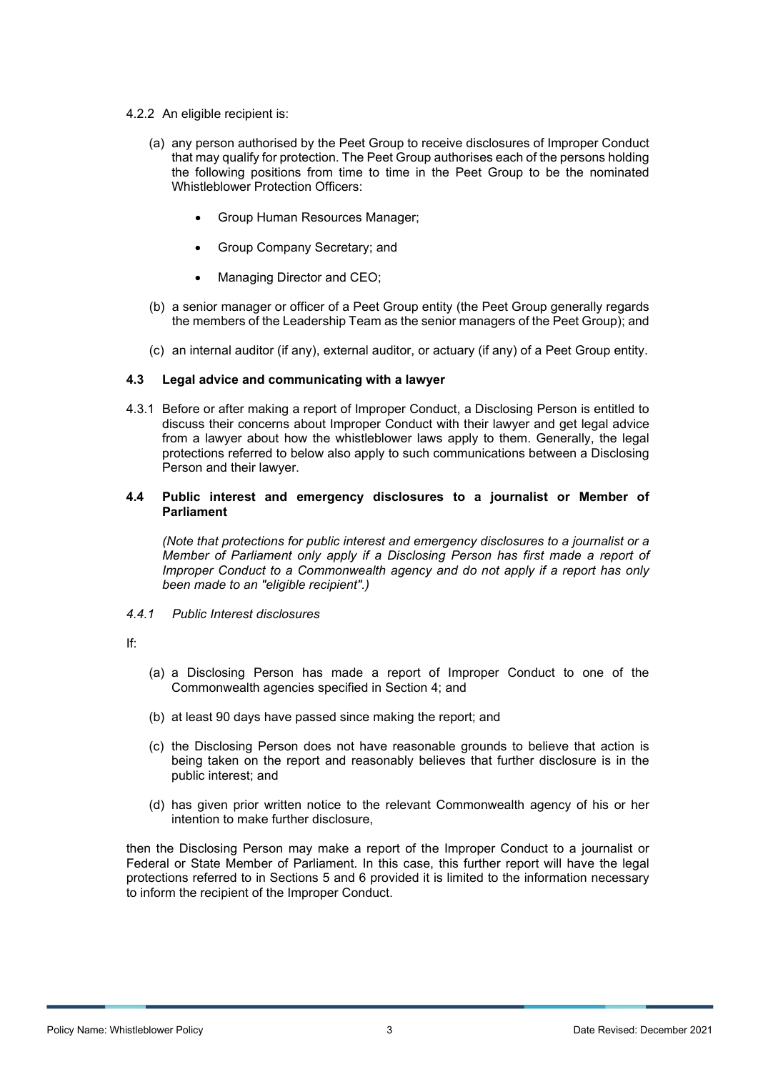4.2.2 An eligible recipient is:

(a) any person authorised by the Peet Group to receive disclosures of Improper Conduct that may qualify for protection. The Peet Group authorises each of the persons holding the following positions from time to time in the Peet Group to be the nominated Whistleblower Protection Officers:

- Group Human Resources Manager;
- Group Company Secretary; and
- Managing Director and CEO;

(b) a senior manager or officer of a Peet Group entity (the Peet Group generally regards the members of the Leadership Team as the senior managers of the Peet Group); and

(c) an internal auditor (if any), external auditor, or actuary (if any) of a Peet Group entity.

### 4.3 Legal advice and communicating with a lawyer

4.3.1 Before or after making a report of Improper Conduct, a Disclosing Person is entitled to discuss their concerns about Improper Conduct with their lawyer and get legal advice from a lawyer about how the whistleblower laws apply to them. Generally, the legal protections referred to below also apply to such communications between a Disclosing Person and their lawyer.

### 4.4 Public interest and emergency disclosures to a journalist or Member of Parliament

*(Note that protections for public interest and emergency disclosures to a journalist or a Member of Parliament only apply if a Disclosing Person has first made a report of Improper Conduct to a Commonwealth agency and do not apply if a report has only been made to an "eligible recipient".)*

*4.4.1 Public Interest disclosures*

If:

(a) a Disclosing Person has made a report of Improper Conduct to one of the Commonwealth agencies specified in Section 4; and

(b) at least 90 days have passed since making the report; and

(c) the Disclosing Person does not have reasonable grounds to believe that action is being taken on the report and reasonably believes that further disclosure is in the public interest; and

(d) has given prior written notice to the relevant Commonwealth agency of his or her intention to make further disclosure,

then the Disclosing Person may make a report of the Improper Conduct to a journalist or Federal or State Member of Parliament. In this case, this further report will have the legal protections referred to in Sections 5 and 6 provided it is limited to the information necessary to inform the recipient of the Improper Conduct.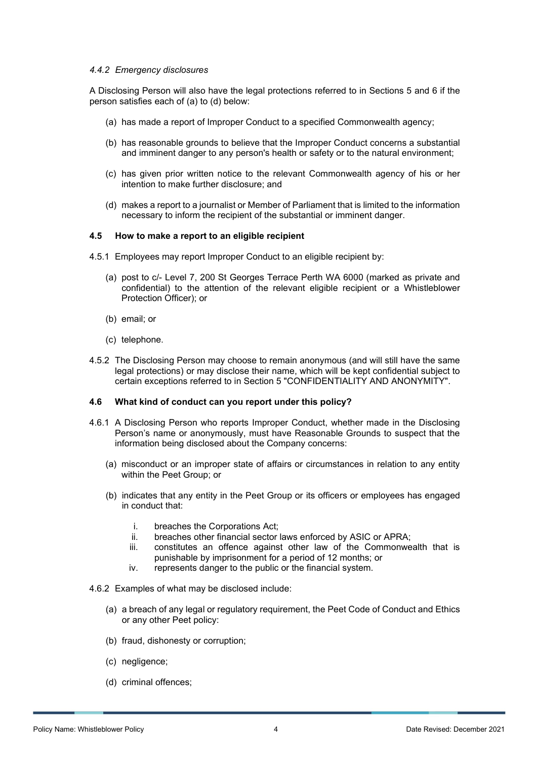#### *4.4.2 Emergency disclosures*

A Disclosing Person will also have the legal protections referred to in Sections 5 and 6 if the person satisfies each of (a) to (d) below:

(a) has made a report of Improper Conduct to a specified Commonwealth agency;

(b) has reasonable grounds to believe that the Improper Conduct concerns a substantial and imminent danger to any person's health or safety or to the natural environment;

(c) has given prior written notice to the relevant Commonwealth agency of his or her intention to make further disclosure; and

(d) makes a report to a journalist or Member of Parliament that is limited to the information necessary to inform the recipient of the substantial or imminent danger.

### 4.5 How to make a report to an eligible recipient

4.5.1 Employees may report Improper Conduct to an eligible recipient by:

(a) post to c/- Level 7, 200 St Georges Terrace Perth WA 6000 (marked as private and confidential) to the attention of the relevant eligible recipient or a Whistleblower Protection Officer); or

(b) email; or

(c) telephone.

4.5.2 The Disclosing Person may choose to remain anonymous (and will still have the same legal protections) or may disclose their name, which will be kept confidential subject to certain exceptions referred to in Section 5 "CONFIDENTIALITY AND ANONYMITY".

### 4.6 What kind of conduct can you report under this policy?

4.6.1 A Disclosing Person who reports Improper Conduct, whether made in the Disclosing Person's name or anonymously, must have Reasonable Grounds to suspect that the information being disclosed about the Company concerns:

(a) misconduct or an improper state of affairs or circumstances in relation to any entity within the Peet Group; or

(b) indicates that any entity in the Peet Group or its officers or employees has engaged in conduct that:

i. breaches the Corporations Act;
ii. breaches other financial sector laws enforced by ASIC or APRA;
iii. constitutes an offence against other law of the Commonwealth that is punishable by imprisonment for a period of 12 months; or
iv. represents danger to the public or the financial system.

4.6.2 Examples of what may be disclosed include:

(a) a breach of any legal or regulatory requirement, the Peet Code of Conduct and Ethics or any other Peet policy:

(b) fraud, dishonesty or corruption;

(c) negligence;

(d) criminal offences;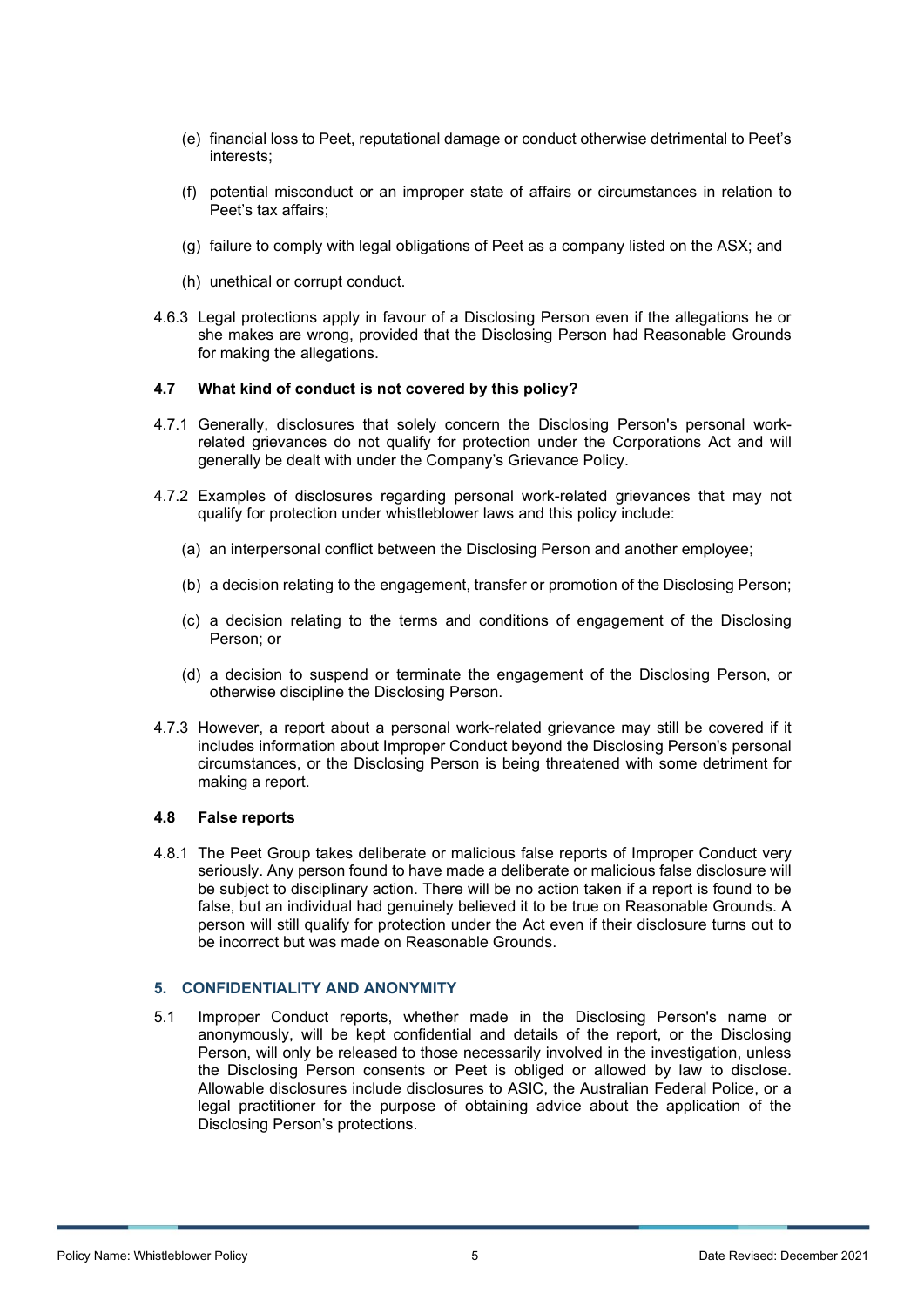(e) financial loss to Peet, reputational damage or conduct otherwise detrimental to Peet's interests;

(f) potential misconduct or an improper state of affairs or circumstances in relation to Peet's tax affairs;

(g) failure to comply with legal obligations of Peet as a company listed on the ASX; and

(h) unethical or corrupt conduct.

4.6.3 Legal protections apply in favour of a Disclosing Person even if the allegations he or she makes are wrong, provided that the Disclosing Person had Reasonable Grounds for making the allegations.

### 4.7 What kind of conduct is not covered by this policy?

4.7.1 Generally, disclosures that solely concern the Disclosing Person's personal work-related grievances do not qualify for protection under the Corporations Act and will generally be dealt with under the Company's Grievance Policy.

4.7.2 Examples of disclosures regarding personal work-related grievances that may not qualify for protection under whistleblower laws and this policy include:

(a) an interpersonal conflict between the Disclosing Person and another employee;

(b) a decision relating to the engagement, transfer or promotion of the Disclosing Person;

(c) a decision relating to the terms and conditions of engagement of the Disclosing Person; or

(d) a decision to suspend or terminate the engagement of the Disclosing Person, or otherwise discipline the Disclosing Person.

4.7.3 However, a report about a personal work-related grievance may still be covered if it includes information about Improper Conduct beyond the Disclosing Person's personal circumstances, or the Disclosing Person is being threatened with some detriment for making a report.

### 4.8 False reports

4.8.1 The Peet Group takes deliberate or malicious false reports of Improper Conduct very seriously. Any person found to have made a deliberate or malicious false disclosure will be subject to disciplinary action. There will be no action taken if a report is found to be false, but an individual had genuinely believed it to be true on Reasonable Grounds. A person will still qualify for protection under the Act even if their disclosure turns out to be incorrect but was made on Reasonable Grounds.

## 5. CONFIDENTIALITY AND ANONYMITY

5.1 Improper Conduct reports, whether made in the Disclosing Person's name or anonymously, will be kept confidential and details of the report, or the Disclosing Person, will only be released to those necessarily involved in the investigation, unless the Disclosing Person consents or Peet is obliged or allowed by law to disclose. Allowable disclosures include disclosures to ASIC, the Australian Federal Police, or a legal practitioner for the purpose of obtaining advice about the application of the Disclosing Person's protections.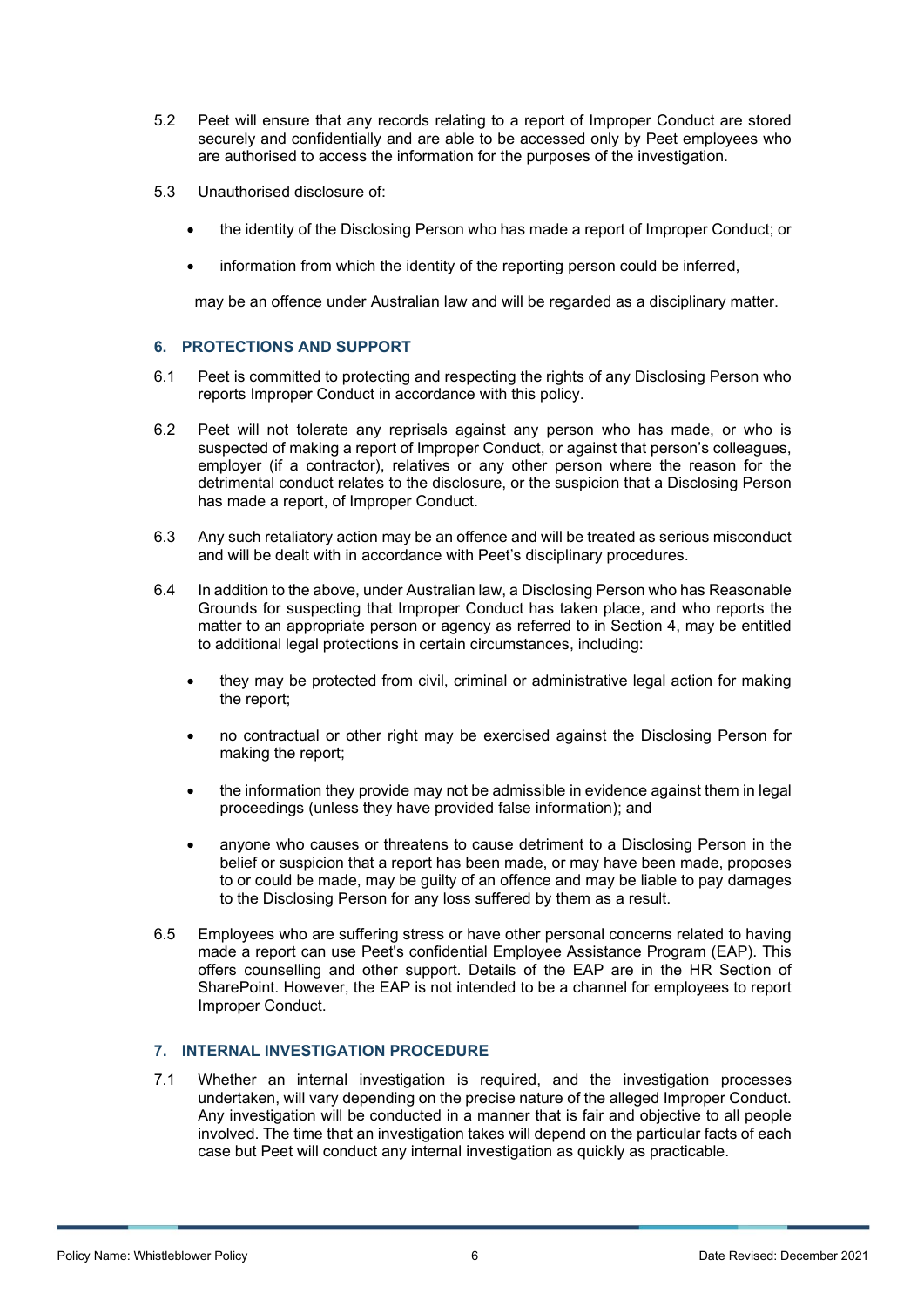5.2 Peet will ensure that any records relating to a report of Improper Conduct are stored securely and confidentially and are able to be accessed only by Peet employees who are authorised to access the information for the purposes of the investigation.

5.3 Unauthorised disclosure of:

- the identity of the Disclosing Person who has made a report of Improper Conduct; or
- information from which the identity of the reporting person could be inferred,

may be an offence under Australian law and will be regarded as a disciplinary matter.

## 6. PROTECTIONS AND SUPPORT

6.1 Peet is committed to protecting and respecting the rights of any Disclosing Person who reports Improper Conduct in accordance with this policy.

6.2 Peet will not tolerate any reprisals against any person who has made, or who is suspected of making a report of Improper Conduct, or against that person's colleagues, employer (if a contractor), relatives or any other person where the reason for the detrimental conduct relates to the disclosure, or the suspicion that a Disclosing Person has made a report, of Improper Conduct.

6.3 Any such retaliatory action may be an offence and will be treated as serious misconduct and will be dealt with in accordance with Peet's disciplinary procedures.

6.4 In addition to the above, under Australian law, a Disclosing Person who has Reasonable Grounds for suspecting that Improper Conduct has taken place, and who reports the matter to an appropriate person or agency as referred to in Section 4, may be entitled to additional legal protections in certain circumstances, including:

- they may be protected from civil, criminal or administrative legal action for making the report;
- no contractual or other right may be exercised against the Disclosing Person for making the report;
- the information they provide may not be admissible in evidence against them in legal proceedings (unless they have provided false information); and
- anyone who causes or threatens to cause detriment to a Disclosing Person in the belief or suspicion that a report has been made, or may have been made, proposes to or could be made, may be guilty of an offence and may be liable to pay damages to the Disclosing Person for any loss suffered by them as a result.

6.5 Employees who are suffering stress or have other personal concerns related to having made a report can use Peet's confidential Employee Assistance Program (EAP). This offers counselling and other support. Details of the EAP are in the HR Section of SharePoint. However, the EAP is not intended to be a channel for employees to report Improper Conduct.

## 7. INTERNAL INVESTIGATION PROCEDURE

7.1 Whether an internal investigation is required, and the investigation processes undertaken, will vary depending on the precise nature of the alleged Improper Conduct. Any investigation will be conducted in a manner that is fair and objective to all people involved. The time that an investigation takes will depend on the particular facts of each case but Peet will conduct any internal investigation as quickly as practicable.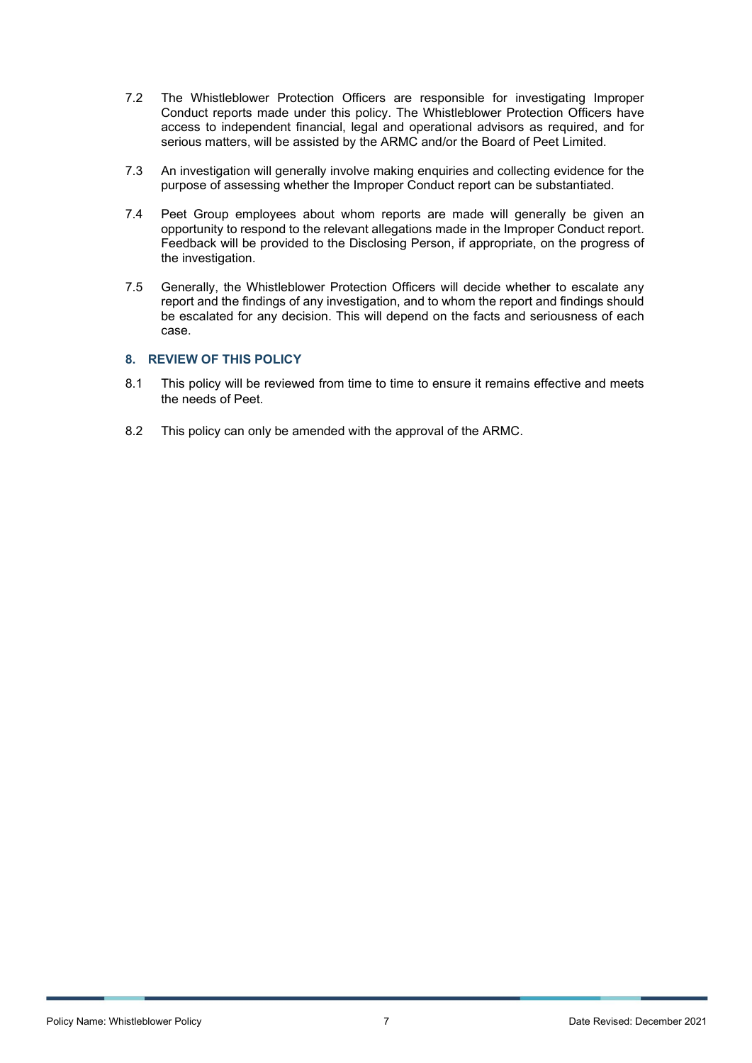7.2 The Whistleblower Protection Officers are responsible for investigating Improper Conduct reports made under this policy. The Whistleblower Protection Officers have access to independent financial, legal and operational advisors as required, and for serious matters, will be assisted by the ARMC and/or the Board of Peet Limited.

7.3 An investigation will generally involve making enquiries and collecting evidence for the purpose of assessing whether the Improper Conduct report can be substantiated.

7.4 Peet Group employees about whom reports are made will generally be given an opportunity to respond to the relevant allegations made in the Improper Conduct report. Feedback will be provided to the Disclosing Person, if appropriate, on the progress of the investigation.

7.5 Generally, the Whistleblower Protection Officers will decide whether to escalate any report and the findings of any investigation, and to whom the report and findings should be escalated for any decision. This will depend on the facts and seriousness of each case.

## 8. REVIEW OF THIS POLICY

8.1 This policy will be reviewed from time to time to ensure it remains effective and meets the needs of Peet.

8.2 This policy can only be amended with the approval of the ARMC.